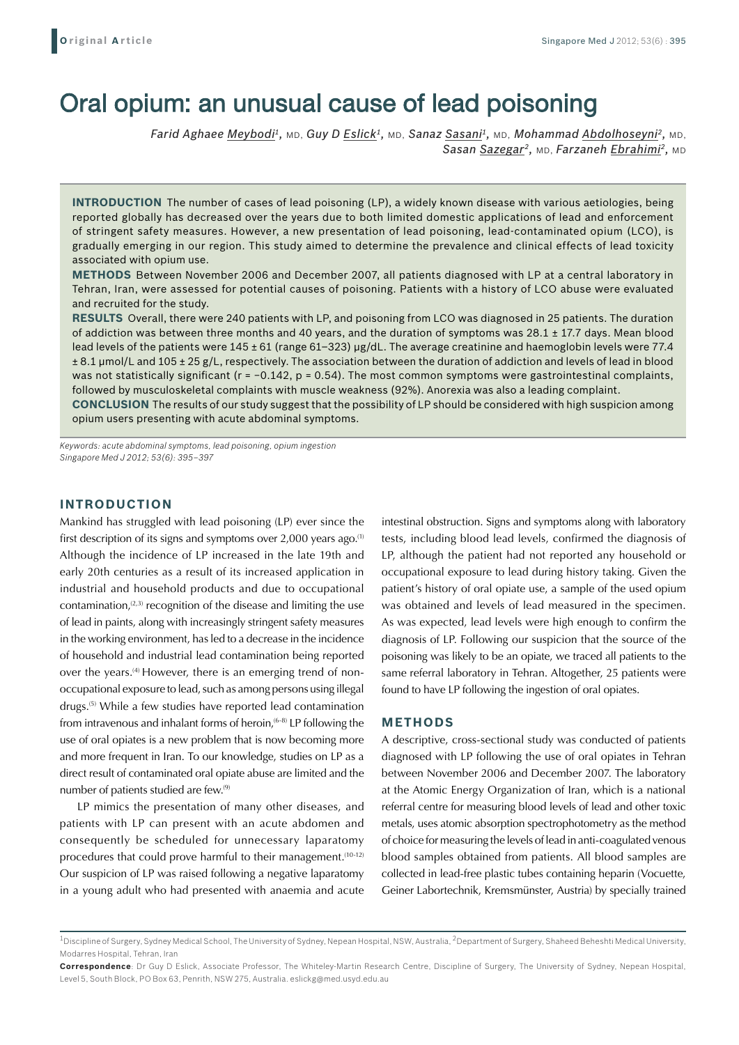Original Article

# Oral opium: an unusual cause of lead poisoning

*Farid Aghaee Meybodi*[1], MD, *Guy D Eslick*[1], MD, *Sanaz Sasani*[1], MD, *Mohammad Abdolhoseyni*[2], MD, *Sasan Sazegar*[2], MD, *Farzaneh Ebrahimi*[2], MD

**INTRODUCTION** The number of cases of lead poisoning (LP), a widely known disease with various aetiologies, being reported globally has decreased over the years due to both limited domestic applications of lead and enforcement of stringent safety measures. However, a new presentation of lead poisoning, lead-contaminated opium (LCO), is gradually emerging in our region. This study aimed to determine the prevalence and clinical effects of lead toxicity associated with opium use.

**METHODS** Between November 2006 and December 2007, all patients diagnosed with LP at a central laboratory in Tehran, Iran, were assessed for potential causes of poisoning. Patients with a history of LCO abuse were evaluated and recruited for the study.

**RESULTS** Overall, there were 240 patients with LP, and poisoning from LCO was diagnosed in 25 patients. The duration of addiction was between three months and 40 years, and the duration of symptoms was 28.1 ± 17.7 days. Mean blood lead levels of the patients were 145 ± 61 (range 61–323) μg/dL. The average creatinine and haemoglobin levels were 77.4 ± 8.1 μmol/L and 105 ± 25 g/L, respectively. The association between the duration of addiction and levels of lead in blood was not statistically significant ($r = -0.142$, $p = 0.54$). The most common symptoms were gastrointestinal complaints, followed by musculoskeletal complaints with muscle weakness (92%). Anorexia was also a leading complaint.

**CONCLUSION** The results of our study suggest that the possibility of LP should be considered with high suspicion among opium users presenting with acute abdominal symptoms.

*Keywords: acute abdominal symptoms, lead poisoning, opium ingestion*
*Singapore Med J 2012; 53(6): 395–397*

## INTRODUCTION

Mankind has struggled with lead poisoning (LP) ever since the first description of its signs and symptoms over 2,000 years ago.[1] Although the incidence of LP increased in the late 19th and early 20th centuries as a result of its increased application in industrial and household products and due to occupational contamination,[2,3] recognition of the disease and limiting the use of lead in paints, along with increasingly stringent safety measures in the working environment, has led to a decrease in the incidence of household and industrial lead contamination being reported over the years.[4] However, there is an emerging trend of non-occupational exposure to lead, such as among persons using illegal drugs.[5] While a few studies have reported lead contamination from intravenous and inhalant forms of heroin,[6–8] LP following the use of oral opiates is a new problem that is now becoming more and more frequent in Iran. To our knowledge, studies on LP as a direct result of contaminated oral opiate abuse are limited and the number of patients studied are few.[9]

LP mimics the presentation of many other diseases, and patients with LP can present with an acute abdomen and consequently be scheduled for unnecessary laparatomy procedures that could prove harmful to their management.[10–12] Our suspicion of LP was raised following a negative laparatomy in a young adult who had presented with anaemia and acute intestinal obstruction. Signs and symptoms along with laboratory tests, including blood lead levels, confirmed the diagnosis of LP, although the patient had not reported any household or occupational exposure to lead during history taking. Given the patient's history of oral opiate use, a sample of the used opium was obtained and levels of lead measured in the specimen. As was expected, lead levels were high enough to confirm the diagnosis of LP. Following our suspicion that the source of the poisoning was likely to be an opiate, we traced all patients to the same referral laboratory in Tehran. Altogether, 25 patients were found to have LP following the ingestion of oral opiates.

## METHODS

A descriptive, cross-sectional study was conducted of patients diagnosed with LP following the use of oral opiates in Tehran between November 2006 and December 2007. The laboratory at the Atomic Energy Organization of Iran, which is a national referral centre for measuring blood levels of lead and other toxic metals, uses atomic absorption spectrophotometry as the method of choice for measuring the levels of lead in anti-coagulated venous blood samples obtained from patients. All blood samples are collected in lead-free plastic tubes containing heparin (Vocuette, Geiner Labortechnik, Kremsmünster, Austria) by specially trained

[1]Discipline of Surgery, Sydney Medical School, The University of Sydney, Nepean Hospital, NSW, Australia, [2]Department of Surgery, Shaheed Beheshti Medical University, Modarres Hospital, Tehran, Iran

**Correspondence**: Dr Guy D Eslick, Associate Professor, The Whiteley-Martin Research Centre, Discipline of Surgery, The University of Sydney, Nepean Hospital, Level 5, South Block, PO Box 63, Penrith, NSW 275, Australia. eslickg@med.usyd.edu.au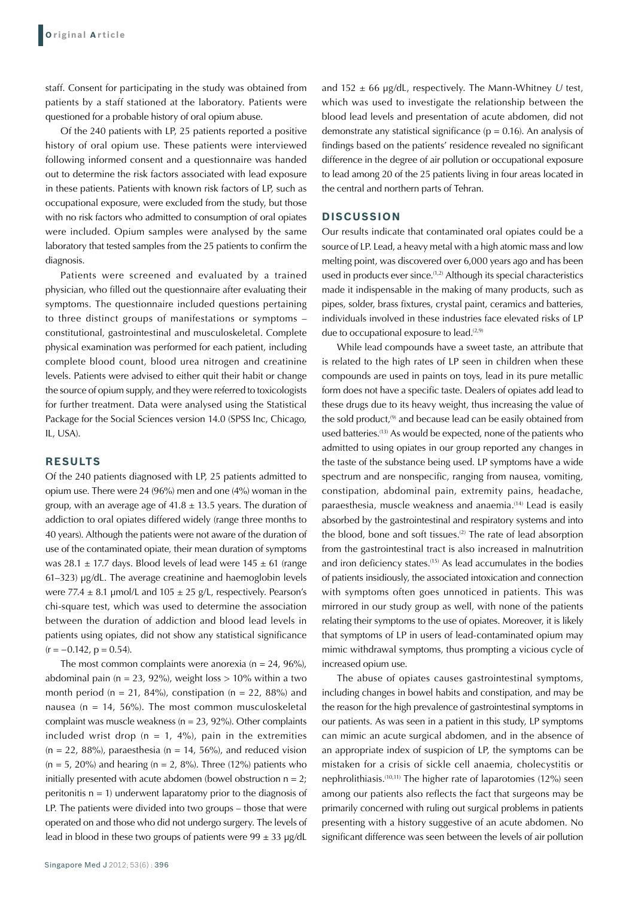staff. Consent for participating in the study was obtained from patients by a staff stationed at the laboratory. Patients were questioned for a probable history of oral opium abuse.

Of the 240 patients with LP, 25 patients reported a positive history of oral opium use. These patients were interviewed following informed consent and a questionnaire was handed out to determine the risk factors associated with lead exposure in these patients. Patients with known risk factors of LP, such as occupational exposure, were excluded from the study, but those with no risk factors who admitted to consumption of oral opiates were included. Opium samples were analysed by the same laboratory that tested samples from the 25 patients to confirm the diagnosis.

Patients were screened and evaluated by a trained physician, who filled out the questionnaire after evaluating their symptoms. The questionnaire included questions pertaining to three distinct groups of manifestations or symptoms – constitutional, gastrointestinal and musculoskeletal. Complete physical examination was performed for each patient, including complete blood count, blood urea nitrogen and creatinine levels. Patients were advised to either quit their habit or change the source of opium supply, and they were referred to toxicologists for further treatment. Data were analysed using the Statistical Package for the Social Sciences version 14.0 (SPSS Inc, Chicago, IL, USA).

## RESULTS

Of the 240 patients diagnosed with LP, 25 patients admitted to opium use. There were 24 (96%) men and one (4%) woman in the group, with an average age of 41.8 ± 13.5 years. The duration of addiction to oral opiates differed widely (range three months to 40 years). Although the patients were not aware of the duration of use of the contaminated opiate, their mean duration of symptoms was 28.1 ± 17.7 days. Blood levels of lead were 145 ± 61 (range 61–323) μg/dL. The average creatinine and haemoglobin levels were 77.4 ± 8.1 μmol/L and 105 ± 25 g/L, respectively. Pearson's chi-square test, which was used to determine the association between the duration of addiction and blood lead levels in patients using opiates, did not show any statistical significance ($r = -0.142$, $p = 0.54$).

The most common complaints were anorexia (n = 24, 96%), abdominal pain (n = 23, 92%), weight loss > 10% within a two month period (n = 21, 84%), constipation (n = 22, 88%) and nausea (n = 14, 56%). The most common musculoskeletal complaint was muscle weakness (n = 23, 92%). Other complaints included wrist drop (n = 1, 4%), pain in the extremities (n = 22, 88%), paraesthesia (n = 14, 56%), and reduced vision (n = 5, 20%) and hearing (n = 2, 8%). Three (12%) patients who initially presented with acute abdomen (bowel obstruction n = 2; peritonitis n = 1) underwent laparatomy prior to the diagnosis of LP. The patients were divided into two groups – those that were operated on and those who did not undergo surgery. The levels of lead in blood in these two groups of patients were 99 ± 33 μg/dL and 152 ± 66 μg/dL, respectively. The Mann-Whitney *U* test, which was used to investigate the relationship between the blood lead levels and presentation of acute abdomen, did not demonstrate any statistical significance ($p = 0.16$). An analysis of findings based on the patients' residence revealed no significant difference in the degree of air pollution or occupational exposure to lead among 20 of the 25 patients living in four areas located in the central and northern parts of Tehran.

## DISCUSSION

Our results indicate that contaminated oral opiates could be a source of LP. Lead, a heavy metal with a high atomic mass and low melting point, was discovered over 6,000 years ago and has been used in products ever since.[1,2] Although its special characteristics made it indispensable in the making of many products, such as pipes, solder, brass fixtures, crystal paint, ceramics and batteries, individuals involved in these industries face elevated risks of LP due to occupational exposure to lead.[2,9]

While lead compounds have a sweet taste, an attribute that is related to the high rates of LP seen in children when these compounds are used in paints on toys, lead in its pure metallic form does not have a specific taste. Dealers of opiates add lead to these drugs due to its heavy weight, thus increasing the value of the sold product,[9] and because lead can be easily obtained from used batteries.[13] As would be expected, none of the patients who admitted to using opiates in our group reported any changes in the taste of the substance being used. LP symptoms have a wide spectrum and are nonspecific, ranging from nausea, vomiting, constipation, abdominal pain, extremity pains, headache, paraesthesia, muscle weakness and anaemia.[14] Lead is easily absorbed by the gastrointestinal and respiratory systems and into the blood, bone and soft tissues.[2] The rate of lead absorption from the gastrointestinal tract is also increased in malnutrition and iron deficiency states.[15] As lead accumulates in the bodies of patients insidiously, the associated intoxication and connection with symptoms often goes unnoticed in patients. This was mirrored in our study group as well, with none of the patients relating their symptoms to the use of opiates. Moreover, it is likely that symptoms of LP in users of lead-contaminated opium may mimic withdrawal symptoms, thus prompting a vicious cycle of increased opium use.

The abuse of opiates causes gastrointestinal symptoms, including changes in bowel habits and constipation, and may be the reason for the high prevalence of gastrointestinal symptoms in our patients. As was seen in a patient in this study, LP symptoms can mimic an acute surgical abdomen, and in the absence of an appropriate index of suspicion of LP, the symptoms can be mistaken for a crisis of sickle cell anaemia, cholecystitis or nephrolithiasis.[10,11] The higher rate of laparotomies (12%) seen among our patients also reflects the fact that surgeons may be primarily concerned with ruling out surgical problems in patients presenting with a history suggestive of an acute abdomen. No significant difference was seen between the levels of air pollution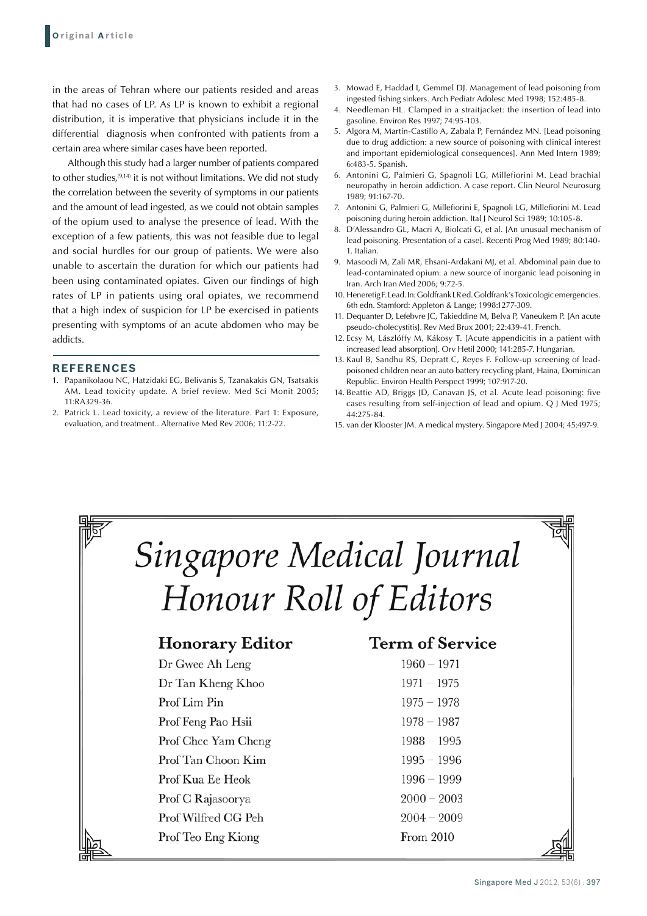in the areas of Tehran where our patients resided and areas that had no cases of LP. As LP is known to exhibit a regional distribution, it is imperative that physicians include it in the differential diagnosis when confronted with patients from a certain area where similar cases have been reported.

Although this study had a larger number of patients compared to other studies,[9,14] it is not without limitations. We did not study the correlation between the severity of symptoms in our patients and the amount of lead ingested, as we could not obtain samples of the opium used to analyse the presence of lead. With the exception of a few patients, this was not feasible due to legal and social hurdles for our group of patients. We were also unable to ascertain the duration for which our patients had been using contaminated opiates. Given our findings of high rates of LP in patients using oral opiates, we recommend that a high index of suspicion for LP be exercised in patients presenting with symptoms of an acute abdomen who may be addicts.

## REFERENCES

1. Papanikolaou NC, Hatzidaki EG, Belivanis S, Tzanakakis GN, Tsatsakis AM. Lead toxicity update. A brief review. Med Sci Monit 2005; 11:RA329-36.
2. Patrick L. Lead toxicity, a review of the literature. Part 1: Exposure, evaluation, and treatment.. Alternative Med Rev 2006; 11:2-22.
3. Mowad E, Haddad I, Gemmel DJ. Management of lead poisoning from ingested fishing sinkers. Arch Pediatr Adolesc Med 1998; 152:485-8.
4. Needleman HL. Clamped in a straitjacket: the insertion of lead into gasoline. Environ Res 1997; 74:95-103.
5. Algora M, Martín-Castillo A, Zabala P, Fernández MN. [Lead poisoning due to drug addiction: a new source of poisoning with clinical interest and important epidemiological consequences]. Ann Med Intern 1989; 6:483-5. Spanish.
6. Antonini G, Palmieri G, Spagnoli LG, Millefiorini M. Lead brachial neuropathy in heroin addiction. A case report. Clin Neurol Neurosurg 1989; 91:167-70.
7. Antonini G, Palmieri G, Millefiorini E, Spagnoli LG, Millefiorini M. Lead poisoning during heroin addiction. Ital J Neurol Sci 1989; 10:105-8.
8. D'Alessandro GL, Macri A, Biolcati G, et al. [An unusual mechanism of lead poisoning. Presentation of a case]. Recenti Prog Med 1989; 80:140-1. Italian.
9. Masoodi M, Zali MR, Ehsani-Ardakani MJ, et al. Abdominal pain due to lead-contaminated opium: a new source of inorganic lead poisoning in Iran. Arch Iran Med 2006; 9:72-5.
10. Heneretig F. Lead. In: Goldfrank LR ed. Goldfrank's Toxicologic emergencies. 6th edn. Stamford: Appleton & Lange; 1998:1277-309.
11. Dequanter D, Lefebvre JC, Takieddine M, Belva P, Vaneukem P. [An acute pseudo-cholecystitis]. Rev Med Brux 2001; 22:439-41. French.
12. Ecsy M, Lászlóffy M, Kákosy T. [Acute appendicitis in a patient with increased lead absorption]. Orv Hetil 2000; 141:285-7. Hungarian.
13. Kaul B, Sandhu RS, Depratt C, Reyes F. Follow-up screening of lead-poisoned children near an auto battery recycling plant, Haina, Dominican Republic. Environ Health Perspect 1999; 107:917-20.
14. Beattie AD, Briggs JD, Canavan JS, et al. Acute lead poisoning: five cases resulting from self-injection of lead and opium. Q J Med 1975; 44:275-84.
15. van der Klooster JM. A medical mystery. Singapore Med J 2004; 45:497-9.

# *Singapore Medical Journal Honour Roll of Editors*

| Honorary Editor | Term of Service |
|---|---|
| Dr Gwee Ah Leng | 1960 – 1971 |
| Dr Tan Kheng Khoo | 1971 – 1975 |
| Prof Lim Pin | 1975 – 1978 |
| Prof Feng Pao Hsii | 1978 – 1987 |
| Prof Chee Yam Cheng | 1988 – 1995 |
| Prof Tan Choon Kim | 1995 – 1996 |
| Prof Kua Ee Heok | 1996 – 1999 |
| Prof C Rajasoorya | 2000 – 2003 |
| Prof Wilfred CG Peh | 2004 – 2009 |
| Prof Teo Eng Kiong | From 2010 |